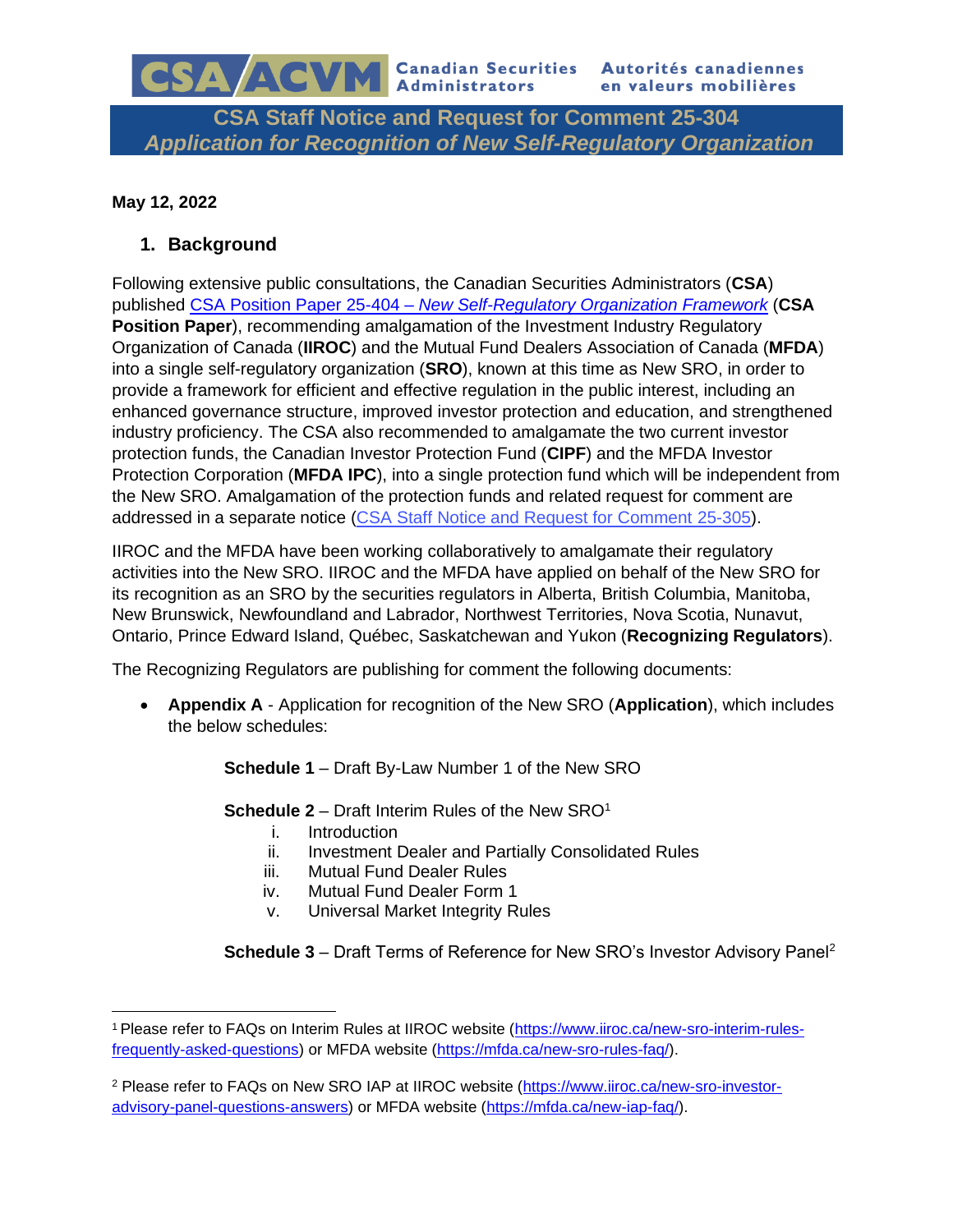CSA/ACVM Canadian Securities Administrators Autorités canadiennes en valeurs mobilières

# CSA Staff Notice and Request for Comment 25-304 *Application for Recognition of New Self-Regulatory Organization*

**May 12, 2022**

## 1. Background

Following extensive public consultations, the Canadian Securities Administrators (**CSA**) published CSA Position Paper 25-404 – *New Self-Regulatory Organization Framework* (**CSA Position Paper**), recommending amalgamation of the Investment Industry Regulatory Organization of Canada (**IIROC**) and the Mutual Fund Dealers Association of Canada (**MFDA**) into a single self-regulatory organization (**SRO**), known at this time as New SRO, in order to provide a framework for efficient and effective regulation in the public interest, including an enhanced governance structure, improved investor protection and education, and strengthened industry proficiency. The CSA also recommended to amalgamate the two current investor protection funds, the Canadian Investor Protection Fund (**CIPF**) and the MFDA Investor Protection Corporation (**MFDA IPC**), into a single protection fund which will be independent from the New SRO. Amalgamation of the protection funds and related request for comment are addressed in a separate notice (CSA Staff Notice and Request for Comment 25-305).

IIROC and the MFDA have been working collaboratively to amalgamate their regulatory activities into the New SRO. IIROC and the MFDA have applied on behalf of the New SRO for its recognition as an SRO by the securities regulators in Alberta, British Columbia, Manitoba, New Brunswick, Newfoundland and Labrador, Northwest Territories, Nova Scotia, Nunavut, Ontario, Prince Edward Island, Québec, Saskatchewan and Yukon (**Recognizing Regulators**).

The Recognizing Regulators are publishing for comment the following documents:

- **Appendix A** - Application for recognition of the New SRO (**Application**), which includes the below schedules:

    **Schedule 1** – Draft By-Law Number 1 of the New SRO

    **Schedule 2** – Draft Interim Rules of the New SRO[1]
    
    i. Introduction
    ii. Investment Dealer and Partially Consolidated Rules
    iii. Mutual Fund Dealer Rules
    iv. Mutual Fund Dealer Form 1
    v. Universal Market Integrity Rules

    **Schedule 3** – Draft Terms of Reference for New SRO's Investor Advisory Panel[2]

---

[1] Please refer to FAQs on Interim Rules at IIROC website (https://www.iiroc.ca/new-sro-interim-rules-frequently-asked-questions) or MFDA website (https://mfda.ca/new-sro-rules-faq/).

[2] Please refer to FAQs on New SRO IAP at IIROC website (https://www.iiroc.ca/new-sro-investor-advisory-panel-questions-answers) or MFDA website (https://mfda.ca/new-iap-faq/).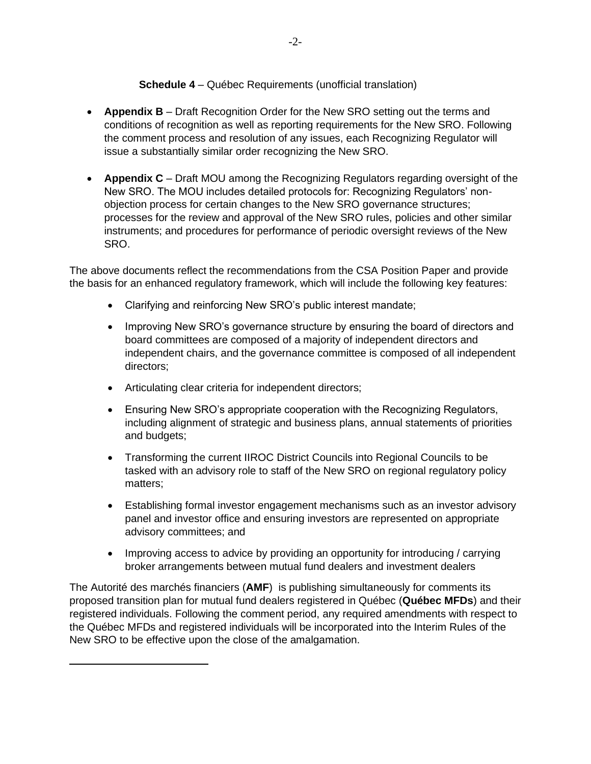**Schedule 4** – Québec Requirements (unofficial translation)

- **Appendix B** – Draft Recognition Order for the New SRO setting out the terms and conditions of recognition as well as reporting requirements for the New SRO. Following the comment process and resolution of any issues, each Recognizing Regulator will issue a substantially similar order recognizing the New SRO.

- **Appendix C** – Draft MOU among the Recognizing Regulators regarding oversight of the New SRO. The MOU includes detailed protocols for: Recognizing Regulators' non-objection process for certain changes to the New SRO governance structures; processes for the review and approval of the New SRO rules, policies and other similar instruments; and procedures for performance of periodic oversight reviews of the New SRO.

The above documents reflect the recommendations from the CSA Position Paper and provide the basis for an enhanced regulatory framework, which will include the following key features:

- Clarifying and reinforcing New SRO's public interest mandate;
- Improving New SRO's governance structure by ensuring the board of directors and board committees are composed of a majority of independent directors and independent chairs, and the governance committee is composed of all independent directors;
- Articulating clear criteria for independent directors;
- Ensuring New SRO's appropriate cooperation with the Recognizing Regulators, including alignment of strategic and business plans, annual statements of priorities and budgets;
- Transforming the current IIROC District Councils into Regional Councils to be tasked with an advisory role to staff of the New SRO on regional regulatory policy matters;
- Establishing formal investor engagement mechanisms such as an investor advisory panel and investor office and ensuring investors are represented on appropriate advisory committees; and
- Improving access to advice by providing an opportunity for introducing / carrying broker arrangements between mutual fund dealers and investment dealers

The Autorité des marchés financiers (**AMF**) is publishing simultaneously for comments its proposed transition plan for mutual fund dealers registered in Québec (**Québec MFDs**) and their registered individuals. Following the comment period, any required amendments with respect to the Québec MFDs and registered individuals will be incorporated into the Interim Rules of the New SRO to be effective upon the close of the amalgamation.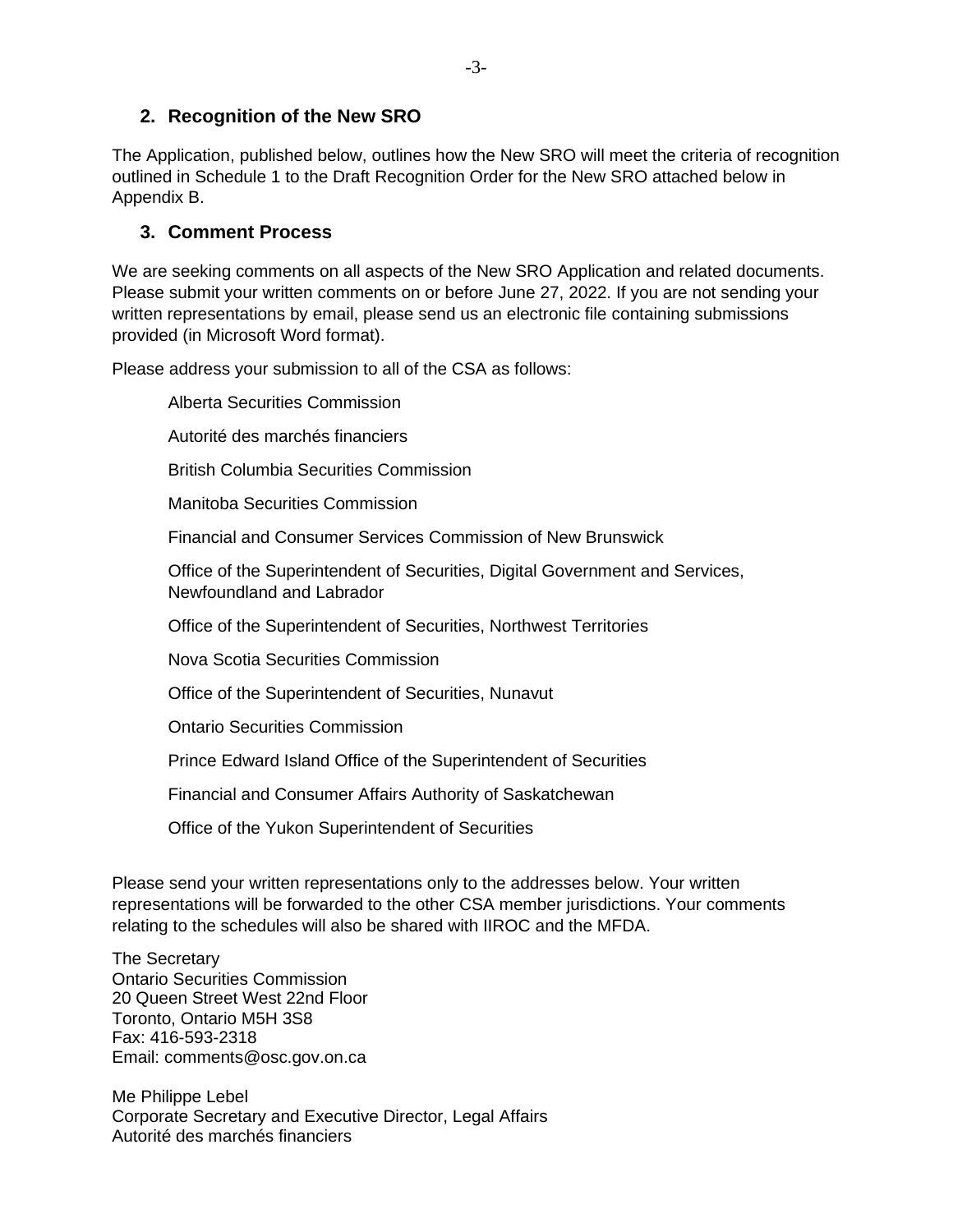## 2. Recognition of the New SRO

The Application, published below, outlines how the New SRO will meet the criteria of recognition outlined in Schedule 1 to the Draft Recognition Order for the New SRO attached below in Appendix B.

## 3. Comment Process

We are seeking comments on all aspects of the New SRO Application and related documents. Please submit your written comments on or before June 27, 2022. If you are not sending your written representations by email, please send us an electronic file containing submissions provided (in Microsoft Word format).

Please address your submission to all of the CSA as follows:

Alberta Securities Commission

Autorité des marchés financiers

British Columbia Securities Commission

Manitoba Securities Commission

Financial and Consumer Services Commission of New Brunswick

Office of the Superintendent of Securities, Digital Government and Services, Newfoundland and Labrador

Office of the Superintendent of Securities, Northwest Territories

Nova Scotia Securities Commission

Office of the Superintendent of Securities, Nunavut

Ontario Securities Commission

Prince Edward Island Office of the Superintendent of Securities

Financial and Consumer Affairs Authority of Saskatchewan

Office of the Yukon Superintendent of Securities

Please send your written representations only to the addresses below. Your written representations will be forwarded to the other CSA member jurisdictions. Your comments relating to the schedules will also be shared with IIROC and the MFDA.

The Secretary
Ontario Securities Commission
20 Queen Street West 22nd Floor
Toronto, Ontario M5H 3S8
Fax: 416-593-2318
Email: comments@osc.gov.on.ca

Me Philippe Lebel
Corporate Secretary and Executive Director, Legal Affairs
Autorité des marchés financiers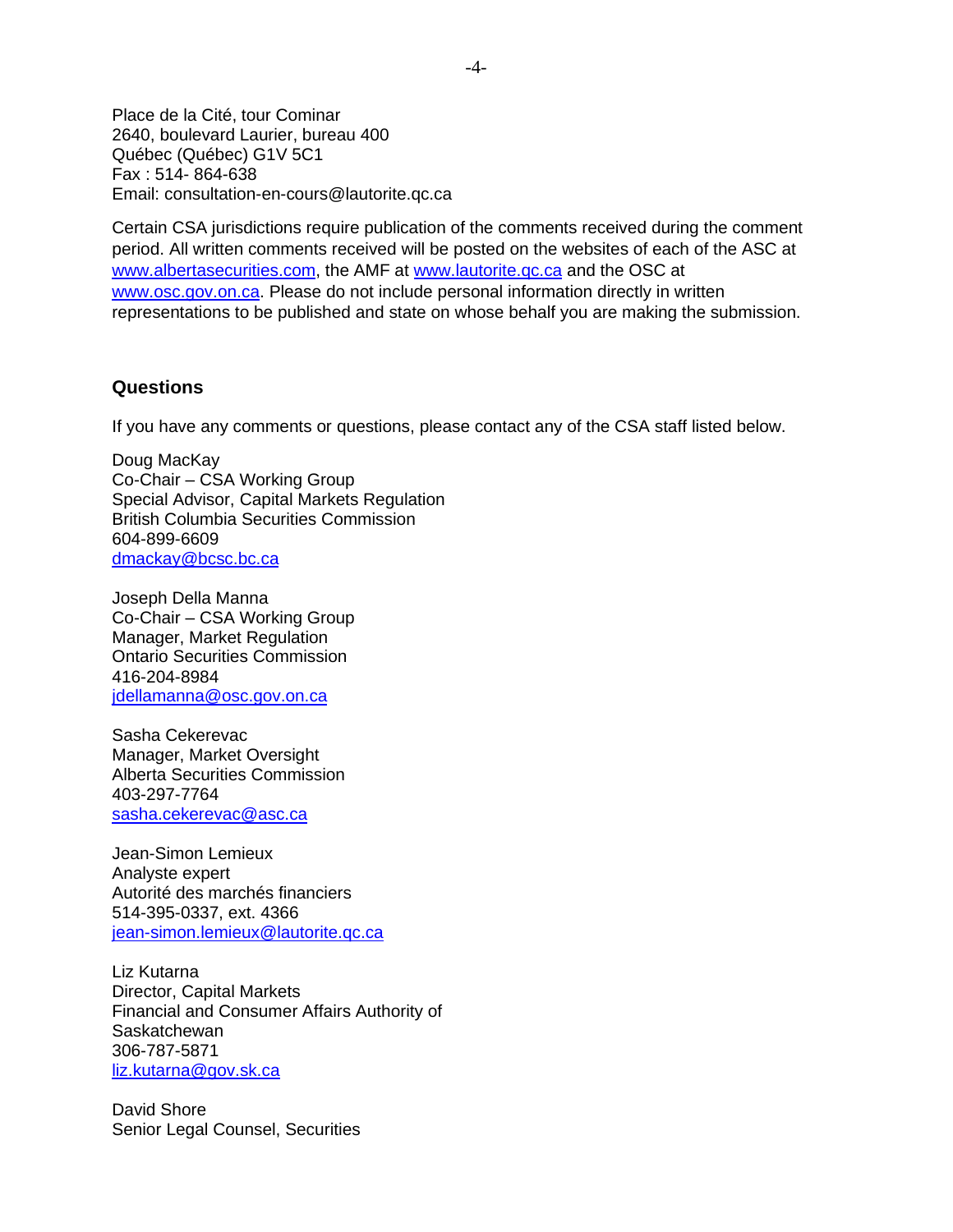Place de la Cité, tour Cominar
2640, boulevard Laurier, bureau 400
Québec (Québec) G1V 5C1
Fax : 514- 864-638
Email: consultation-en-cours@lautorite.qc.ca

Certain CSA jurisdictions require publication of the comments received during the comment period. All written comments received will be posted on the websites of each of the ASC at www.albertasecurities.com, the AMF at www.lautorite.qc.ca and the OSC at www.osc.gov.on.ca. Please do not include personal information directly in written representations to be published and state on whose behalf you are making the submission.

## Questions

If you have any comments or questions, please contact any of the CSA staff listed below.

Doug MacKay
Co-Chair – CSA Working Group
Special Advisor, Capital Markets Regulation
British Columbia Securities Commission
604-899-6609
dmackay@bcsc.bc.ca

Joseph Della Manna
Co-Chair – CSA Working Group
Manager, Market Regulation
Ontario Securities Commission
416-204-8984
jdellamanna@osc.gov.on.ca

Sasha Cekerevac
Manager, Market Oversight
Alberta Securities Commission
403-297-7764
sasha.cekerevac@asc.ca

Jean-Simon Lemieux
Analyste expert
Autorité des marchés financiers
514-395-0337, ext. 4366
jean-simon.lemieux@lautorite.qc.ca

Liz Kutarna
Director, Capital Markets
Financial and Consumer Affairs Authority of Saskatchewan
306-787-5871
liz.kutarna@gov.sk.ca

David Shore
Senior Legal Counsel, Securities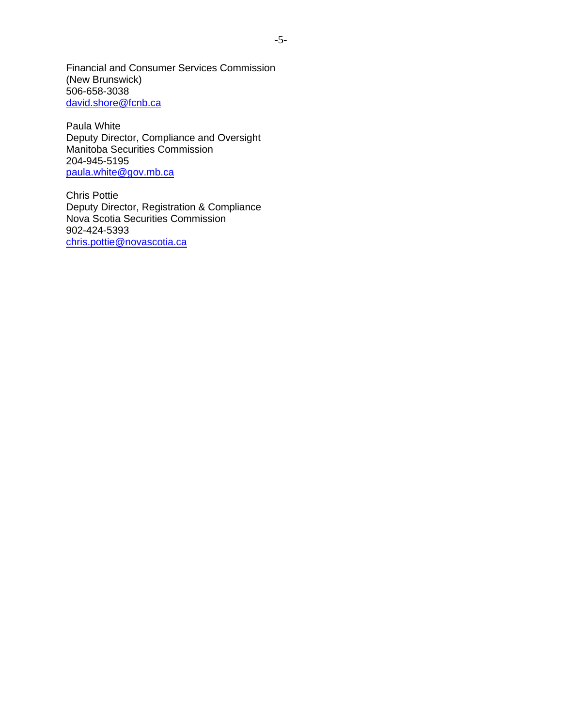Financial and Consumer Services Commission
(New Brunswick)
506-658-3038
david.shore@fcnb.ca

Paula White
Deputy Director, Compliance and Oversight
Manitoba Securities Commission
204-945-5195
paula.white@gov.mb.ca

Chris Pottie
Deputy Director, Registration & Compliance
Nova Scotia Securities Commission
902-424-5393
chris.pottie@novascotia.ca